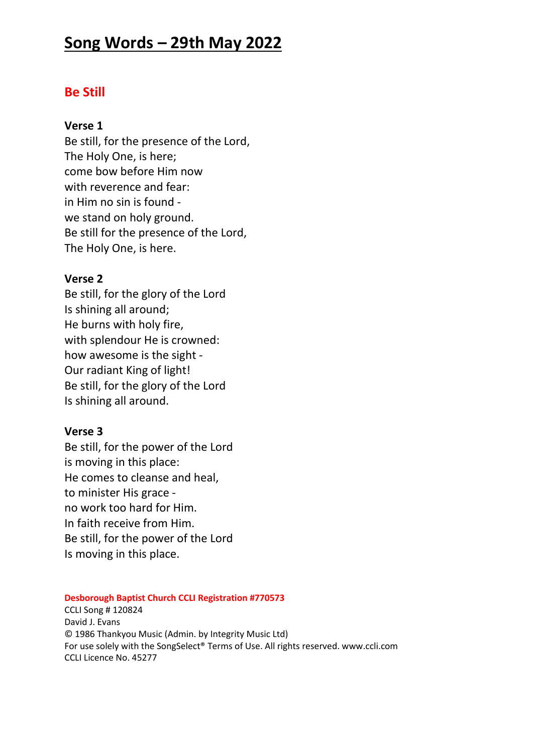# Song Words – 29th May 2022

## Be Still

**Verse 1**
Be still, for the presence of the Lord,
The Holy One, is here;
come bow before Him now
with reverence and fear:
in Him no sin is found -
we stand on holy ground.
Be still for the presence of the Lord,
The Holy One, is here.

**Verse 2**
Be still, for the glory of the Lord
Is shining all around;
He burns with holy fire,
with splendour He is crowned:
how awesome is the sight -
Our radiant King of light!
Be still, for the glory of the Lord
Is shining all around.

**Verse 3**
Be still, for the power of the Lord
is moving in this place:
He comes to cleanse and heal,
to minister His grace -
no work too hard for Him.
In faith receive from Him.
Be still, for the power of the Lord
Is moving in this place.

**Desborough Baptist Church CCLI Registration #770573**
CCLI Song # 120824
David J. Evans
© 1986 Thankyou Music (Admin. by Integrity Music Ltd)
For use solely with the SongSelect® Terms of Use. All rights reserved. www.ccli.com
CCLI Licence No. 45277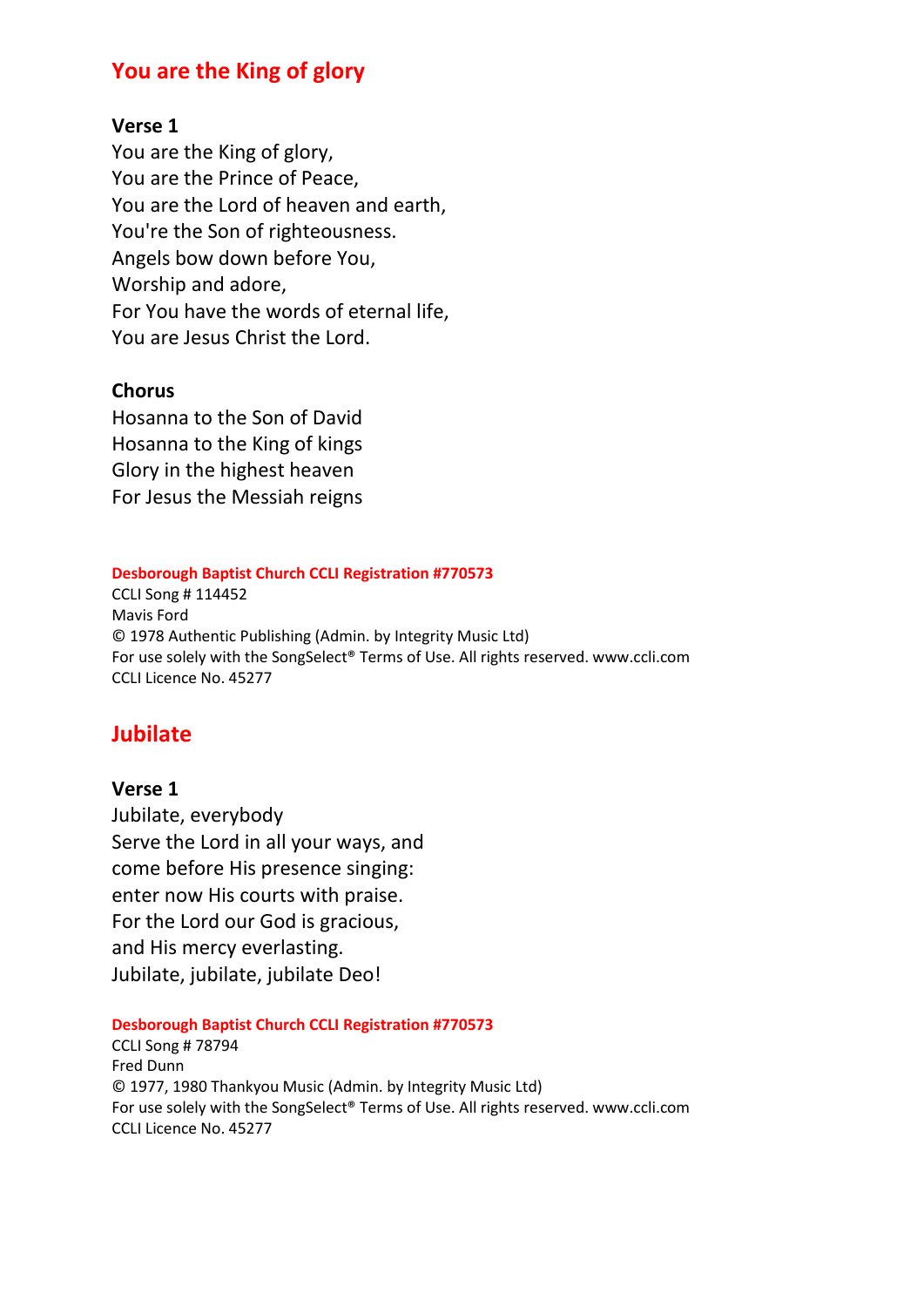## You are the King of glory

**Verse 1**

You are the King of glory,
You are the Prince of Peace,
You are the Lord of heaven and earth,
You're the Son of righteousness.
Angels bow down before You,
Worship and adore,
For You have the words of eternal life,
You are Jesus Christ the Lord.

**Chorus**

Hosanna to the Son of David
Hosanna to the King of kings
Glory in the highest heaven
For Jesus the Messiah reigns

**Desborough Baptist Church CCLI Registration #770573**
CCLI Song # 114452
Mavis Ford
© 1978 Authentic Publishing (Admin. by Integrity Music Ltd)
For use solely with the SongSelect® Terms of Use. All rights reserved. www.ccli.com
CCLI Licence No. 45277

## Jubilate

**Verse 1**

Jubilate, everybody
Serve the Lord in all your ways, and
come before His presence singing:
enter now His courts with praise.
For the Lord our God is gracious,
and His mercy everlasting.
Jubilate, jubilate, jubilate Deo!

**Desborough Baptist Church CCLI Registration #770573**
CCLI Song # 78794
Fred Dunn
© 1977, 1980 Thankyou Music (Admin. by Integrity Music Ltd)
For use solely with the SongSelect® Terms of Use. All rights reserved. www.ccli.com
CCLI Licence No. 45277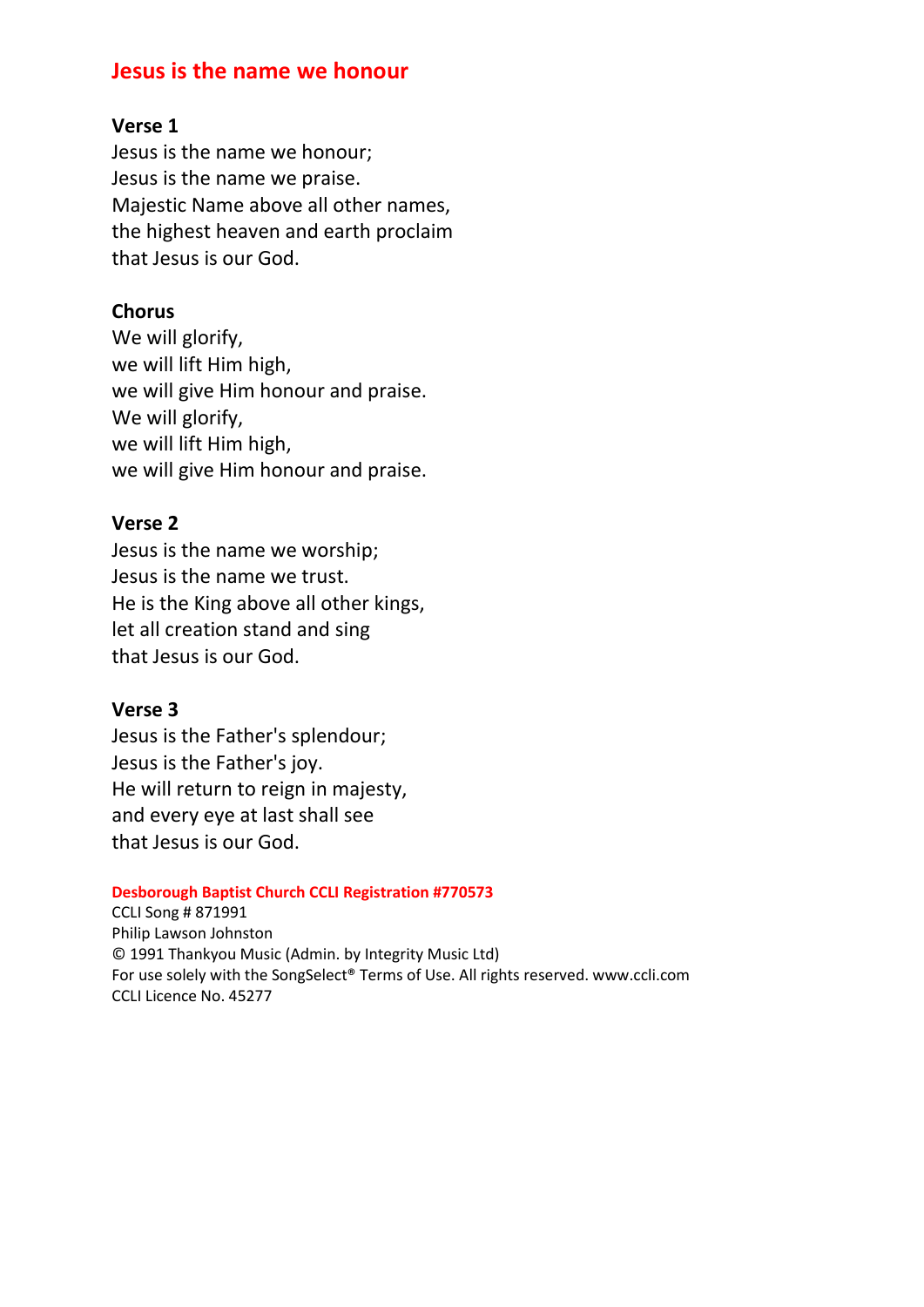# Jesus is the name we honour

**Verse 1**
Jesus is the name we honour;
Jesus is the name we praise.
Majestic Name above all other names,
the highest heaven and earth proclaim
that Jesus is our God.

**Chorus**
We will glorify,
we will lift Him high,
we will give Him honour and praise.
We will glorify,
we will lift Him high,
we will give Him honour and praise.

**Verse 2**
Jesus is the name we worship;
Jesus is the name we trust.
He is the King above all other kings,
let all creation stand and sing
that Jesus is our God.

**Verse 3**
Jesus is the Father's splendour;
Jesus is the Father's joy.
He will return to reign in majesty,
and every eye at last shall see
that Jesus is our God.

**Desborough Baptist Church CCLI Registration #770573**
CCLI Song # 871991
Philip Lawson Johnston
© 1991 Thankyou Music (Admin. by Integrity Music Ltd)
For use solely with the SongSelect® Terms of Use. All rights reserved. www.ccli.com
CCLI Licence No. 45277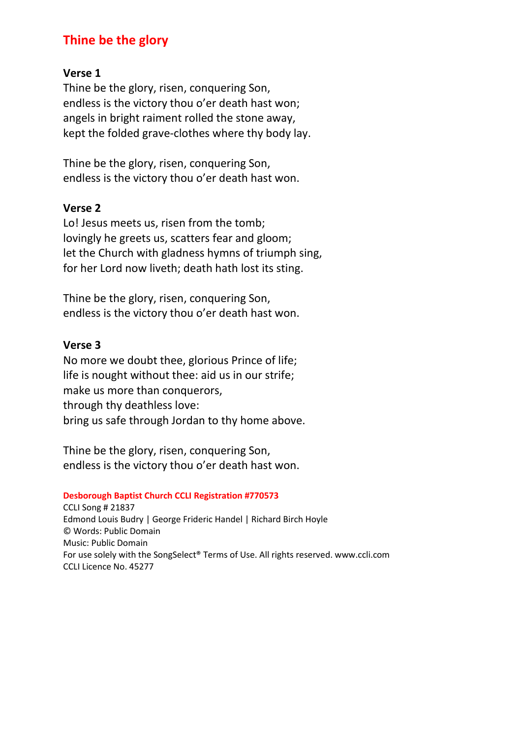# Thine be the glory

**Verse 1**

Thine be the glory, risen, conquering Son,
endless is the victory thou o'er death hast won;
angels in bright raiment rolled the stone away,
kept the folded grave-clothes where thy body lay.

Thine be the glory, risen, conquering Son,
endless is the victory thou o'er death hast won.

**Verse 2**

Lo! Jesus meets us, risen from the tomb;
lovingly he greets us, scatters fear and gloom;
let the Church with gladness hymns of triumph sing,
for her Lord now liveth; death hath lost its sting.

Thine be the glory, risen, conquering Son,
endless is the victory thou o'er death hast won.

**Verse 3**

No more we doubt thee, glorious Prince of life;
life is nought without thee: aid us in our strife;
make us more than conquerors,
through thy deathless love:
bring us safe through Jordan to thy home above.

Thine be the glory, risen, conquering Son,
endless is the victory thou o'er death hast won.

**Desborough Baptist Church CCLI Registration #770573**
CCLI Song # 21837
Edmond Louis Budry | George Frideric Handel | Richard Birch Hoyle
© Words: Public Domain
Music: Public Domain
For use solely with the SongSelect® Terms of Use. All rights reserved. www.ccli.com
CCLI Licence No. 45277